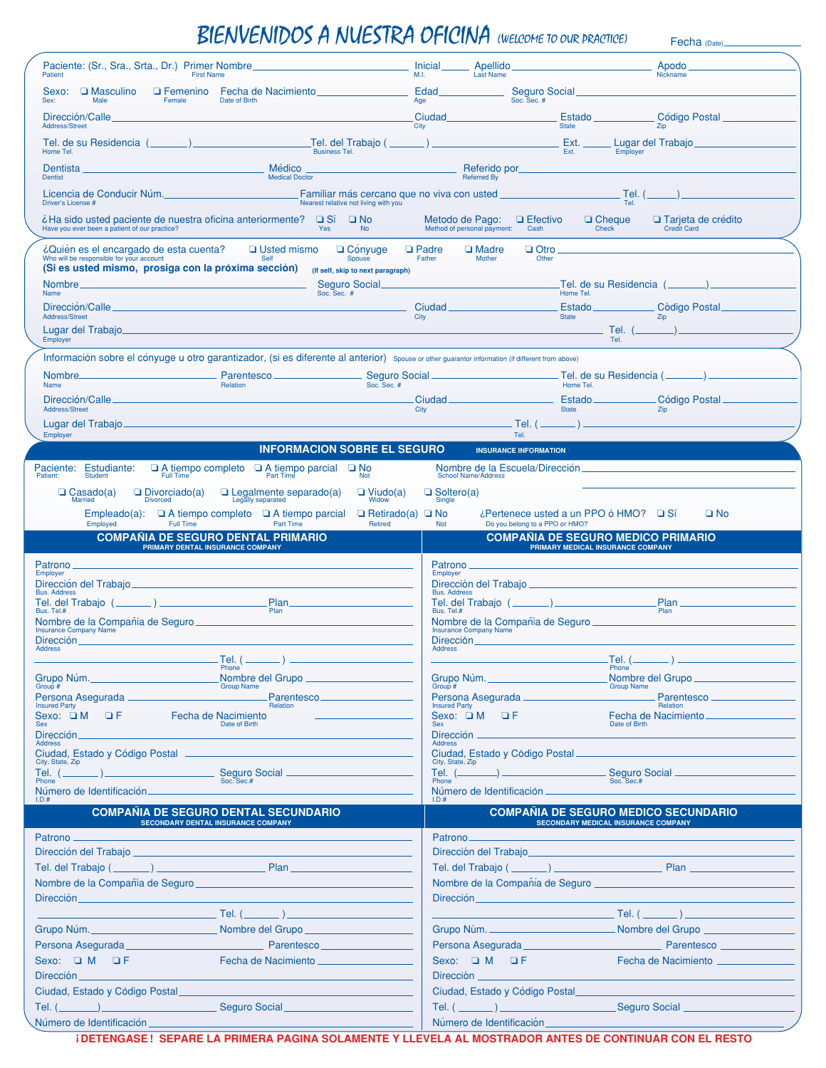# BIENVENIDOS A NUESTRA OFICINA (WELCOME TO OUR PRACTICE)

Fecha (Date) ______________

Paciente: (Sr., Sra., Srta., Dr.) Primer Nombre ______________ Inicial ______ Apellido ______________ Apodo ______________
Patient — First Name — M.I. — Last Name — Nickname

Sexo: ❑ Masculino ❑ Femenino Fecha de Nacimiento ______________ Edad ______ Seguro Social ______________
Sex: Male Female — Date of Birth — Age — Soc. Sec. #

Dirección/Calle ______________ Ciudad ______________ Estado ______ Código Postal ______
Address/Street — City — State — Zip

Tel. de su Residencia ( ______ ) ______________ Tel. del Trabajo ( ______ ) ______________ Ext. ______ Lugar del Trabajo ______________
Home Tel. — Business Tel. — Ext. — Employer

Dentista ______________ Médico ______________ Referido por ______________
Dentist — Medical Doctor — Referred By

Licencia de Conducir Núm. ______________ Familiar más cercano que no viva con usted ______________ Tel. ( ______ ) ______________
Driver's License # — Nearest relative not living with you — Tel.

¿Ha sido usted paciente de nuestra oficina anteriormente? ❑ Sí ❑ No
Have you ever been a patient of our practice? Yes No

Metodo de Pago: ❑ Efectivo ❑ Cheque ❑ Tarjeta de crédito
Method of personal payment: Cash Check Credit Card

---

¿Quién es el encargado de esta cuenta? ❑ Usted mismo ❑ Cónyuge ❑ Padre ❑ Madre ❑ Otro ______________
Who will be responsible for your account — Self — Spouse — Father — Mother — Other

**(Si es usted mismo, prosiga con la próxima sección)** **(If self, skip to next paragraph)**

Nombre ______________ Seguro Social ______________ Tel. de su Residencia ( ______ ) ______________
Name — Soc. Sec. # — Home Tel.

Dirección/Calle ______________ Ciudad ______________ Estado ______ Código Postal ______
Address/Street — City — State — Zip

Lugar del Trabajo ______________ Tel. ( ______ ) ______________
Employer — Tel.

---

Información sobre el cónyuge u otro garantizador, (si es diferente al anterior) Spouse or other guarantor information (if different from above)

Nombre ______________ Parentesco ______________ Seguro Social ______________ Tel. de su Residencia ( ______ ) ______________
Name — Relation — Soc. Sec. # — Home Tel.

Dirección/Calle ______________ Ciudad ______________ Estado ______ Código Postal ______
Address/Street — City — State — Zip

Lugar del Trabajo ______________ Tel. ( ______ ) ______________
Employer — Tel.

---

## INFORMACION SOBRE EL SEGURO — INSURANCE INFORMATION

Paciente: Estudiante: ❑ A tiempo completo ❑ A tiempo parcial ❑ No — Nombre de la Escuela/Dirección ______________
Patient: Student — Full Time — Part Time — Not — School Name/Address

❑ Casado(a) ❑ Divorciado(a) ❑ Legalmente separado(a) ❑ Viudo(a) ❑ Soltero(a)
Married — Divorced — Legally separated — Widow — Single

Empleado(a): ❑ A tiempo completo ❑ A tiempo parcial ❑ Retirado(a) ❑ No — ¿Pertenece usted a un PPO ó HMO? ❑ Sí ❑ No
Employed — Full Time — Part Time — Retired — Not — Do you belong to a PPO or HMO?

### COMPAÑIA DE SEGURO DENTAL PRIMARIO — PRIMARY DENTAL INSURANCE COMPANY

Patrono (Employer) ______________
Dirección del Trabajo (Bus. Address) ______________
Tel. del Trabajo (Bus. Tel.#) ( ______ ) ______________ Plan ______________
Nombre de la Compañía de Seguro (Insurance Company Name) ______________
Dirección (Address) ______________
______________ Tel. (Phone) ( ______ ) ______________
Grupo Núm. (Group #) ______________ Nombre del Grupo (Group Name) ______________
Persona Asegurada (Insured Party) ______________ Parentesco (Relation) ______________
Sexo (Sex): ❑ M ❑ F Fecha de Nacimiento (Date of Birth) ______________
Dirección (Address) ______________
Ciudad, Estado y Código Postal (City, State, Zip) ______________
Tel. (Phone) ( ______ ) ______________ Seguro Social (Soc. Sec.#) ______________
Número de Identificación (I.D.#) ______________

### COMPAÑIA DE SEGURO MEDICO PRIMARIO — PRIMARY MEDICAL INSURANCE COMPANY

Patrono (Employer) ______________
Dirección del Trabajo (Bus. Address) ______________
Tel. del Trabajo (Bus. Tel.#) ( ______ ) ______________ Plan ______________
Nombre de la Compañía de Seguro (Insurance Company Name) ______________
Dirección (Address) ______________
______________ Tel. (Phone) ( ______ ) ______________
Grupo Núm. (Group #) ______________ Nombre del Grupo (Group Name) ______________
Persona Asegurada (Insured Party) ______________ Parentesco (Relation) ______________
Sexo (Sex): ❑ M ❑ F Fecha de Nacimiento (Date of Birth) ______________
Dirección (Address) ______________
Ciudad, Estado y Código Postal (City, State, Zip) ______________
Tel. (Phone) ( ______ ) ______________ Seguro Social (Soc. Sec.#) ______________
Número de Identificación (I.D.#) ______________

### COMPAÑIA DE SEGURO DENTAL SECUNDARIO — SECONDARY DENTAL INSURANCE COMPANY

Patrono ______________
Dirección del Trabajo ______________
Tel. del Trabajo ( ______ ) ______________ Plan ______________
Nombre de la Compañía de Seguro ______________
Dirección ______________
______________ Tel. ( ______ ) ______________
Grupo Núm. ______________ Nombre del Grupo ______________
Persona Asegurada ______________ Parentesco ______________
Sexo: ❑ M ❑ F Fecha de Nacimiento ______________
Dirección ______________
Ciudad, Estado y Código Postal ______________
Tel. ( ______ ) ______________ Seguro Social ______________
Número de Identificación ______________

### COMPAÑIA DE SEGURO MEDICO SECUNDARIO — SECONDARY MEDICAL INSURANCE COMPANY

Patrono ______________
Dirección del Trabajo ______________
Tel. del Trabajo ( ______ ) ______________ Plan ______________
Nombre de la Compañía de Seguro ______________
Dirección ______________
______________ Tel. ( ______ ) ______________
Grupo Núm. ______________ Nombre del Grupo ______________
Persona Asegurada ______________ Parentesco ______________
Sexo: ❑ M ❑ F Fecha de Nacimiento ______________
Dirección ______________
Ciudad, Estado y Código Postal ______________
Tel. ( ______ ) ______________ Seguro Social ______________
Número de Identificación ______________

**¡DETENGASE! SEPARE LA PRIMERA PAGINA SOLAMENTE Y LLEVELA AL MOSTRADOR ANTES DE CONTINUAR CON EL RESTO**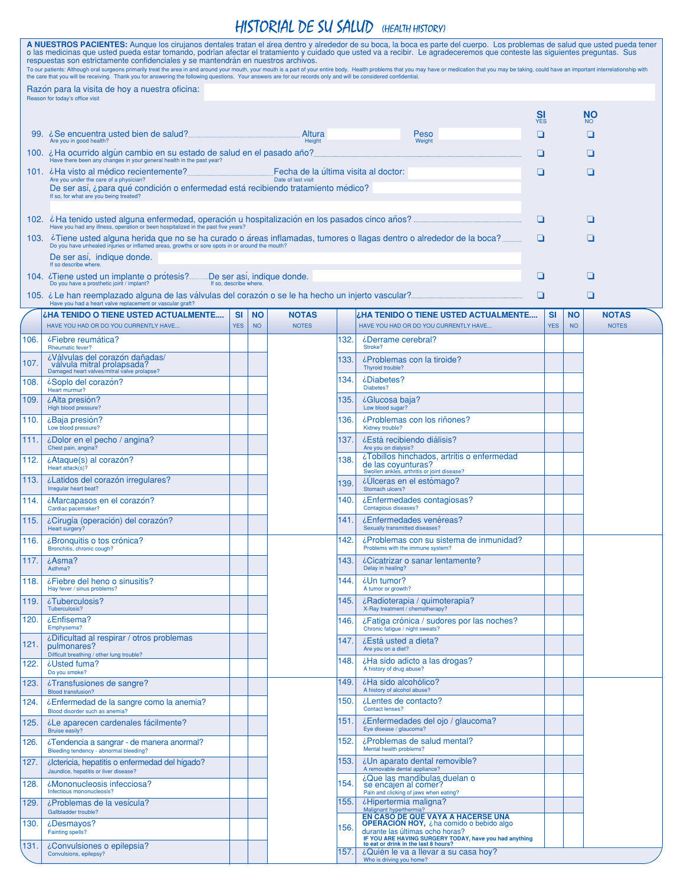# HISTORIAL DE SU SALUD (HEALTH HISTORY)

**A NUESTROS PACIENTES:** Aunque los cirujanos dentales tratan el área dentro y alrededor de su boca, la boca es parte del cuerpo. Los problemas de salud que usted pueda tener o las medicinas que usted pueda estar tomando, podrían afectar el tratamiento y cuidado que usted va a recibir. Le agradeceremos que conteste las siguientes preguntas. Sus respuestas son estrictamente confidenciales y se mantendrán en nuestros archivos.

To our patients: Although oral surgeons primarily treat the area in and around your mouth, your mouth is a part of your entire body. Health problems that you may have or medication that you may be taking, could have an important interrelationship with the care that you will be receiving. Thank you for answering the following questions. Your answers are for our records only and will be considered confidential.

Razón para la visita de hoy a nuestra oficina: ____________________
Reason for today's office visit

| | | SI YES | NO NO |
|---|---|---|---|
| 99. | ¿Se encuentra usted bien de salud? Are you in good health? Altura (Height) ______ Peso (Weight) ______ | ❑ | ❑ |
| 100. | ¿Ha ocurrido algún cambio en su estado de salud en el pasado año? Have there been any changes in your general health in the past year? | ❑ | ❑ |
| 101. | ¿Ha visto al médico recientemente? Are you under the care of a physician? Fecha de la última visita al doctor: (Date of last visit) ______ De ser así, ¿para qué condición o enfermedad está recibiendo tratamiento médico? If so, for what are you being treated? ______ | ❑ | ❑ |
| 102. | ¿Ha tenido usted alguna enfermedad, operación u hospitalización en los pasados cinco años? Have you had any illness, operation or been hospitalized in the past five years? | ❑ | ❑ |
| 103. | ¿Tiene usted alguna herida que no se ha curado o áreas inflamadas, tumores o llagas dentro o alrededor de la boca? Do you have unhealed injuries or inflamed areas, growths or sore spots in or around the mouth? De ser así, indique donde. (If so describe where.) ______ | ❑ | ❑ |
| 104. | ¿Tiene usted un implante o prótesis? Do you have a prosthetic joint / implant? De ser así, indique donde. (If so, describe where.) ______ | ❑ | ❑ |
| 105. | ¿Le han reemplazado alguna de las válvulas del corazón o se le ha hecho un injerto vascular? Have you had a heart valve replacement or vascular graft? | ❑ | ❑ |

| | ¿HA TENIDO O TIENE USTED ACTUALMENTE.... HAVE YOU HAD OR DO YOU CURRENTLY HAVE... | SI YES | NO NO | NOTAS NOTES |
|---|---|---|---|---|
| 106. | ¿Fiebre reumática? Rheumatic fever? | | | |
| 107. | ¿Válvulas del corazón dañadas/ válvula mitral prolapsada? Damaged heart valves/mitral valve prolapse? | | | |
| 108. | ¿Soplo del corazón? Heart murmur? | | | |
| 109. | ¿Alta presión? High blood pressure? | | | |
| 110. | ¿Baja presión? Low blood pressure? | | | |
| 111. | ¿Dolor en el pecho / angina? Chest pain, angina? | | | |
| 112. | ¿Ataque(s) al corazón? Heart attack(s)? | | | |
| 113. | ¿Latidos del corazón irregulares? Irregular heart beat? | | | |
| 114. | ¿Marcapasos en el corazón? Cardiac pacemaker? | | | |
| 115. | ¿Cirugía (operación) del corazón? Heart surgery? | | | |
| 116. | ¿Bronquitis o tos crónica? Bronchitis, chronic cough? | | | |
| 117. | ¿Asma? Asthma? | | | |
| 118. | ¿Fiebre del heno o sinusitis? Hay fever / sinus problems? | | | |
| 119. | ¿Tuberculosis? Tuberculosis? | | | |
| 120. | ¿Enfisema? Emphysema? | | | |
| 121. | ¿Dificultad al respirar / otros problemas pulmonares? Difficult breathing / other lung trouble? | | | |
| 122. | ¿Usted fuma? Do you smoke? | | | |
| 123. | ¿Transfusiones de sangre? Blood transfusion? | | | |
| 124. | ¿Enfermedad de la sangre como la anemia? Blood disorder such as anemia? | | | |
| 125. | ¿Le aparecen cardenales fácilmente? Bruise easily? | | | |
| 126. | ¿Tendencia a sangrar - de manera anormal? Bleeding tendency - abnormal bleeding? | | | |
| 127. | ¿Ictericia, hepatitis o enfermedad del hígado? Jaundice, hepatitis or liver disease? | | | |
| 128. | ¿Mononucleosis infecciosa? Infectious mononucleosis? | | | |
| 129. | ¿Problemas de la vesícula? Gallbladder trouble? | | | |
| 130. | ¿Desmayos? Fainting spells? | | | |
| 131. | ¿Convulsiones o epilepsia? Convulsions, epilepsy? | | | |
| 132. | ¿Derrame cerebral? Stroke? | | | |
| 133. | ¿Problemas con la tiroide? Thyroid trouble? | | | |
| 134. | ¿Diabetes? Diabetes? | | | |
| 135. | ¿Glucosa baja? Low blood sugar? | | | |
| 136. | ¿Problemas con los riñones? Kidney trouble? | | | |
| 137. | ¿Está recibiendo diálisis? Are you on dialysis? | | | |
| 138. | ¿Tobillos hinchados, artritis o enfermedad de las coyunturas? Swollen ankles, arthritis or joint disease? | | | |
| 139. | ¿Úlceras en el estómago? Stomach ulcers? | | | |
| 140. | ¿Enfermedades contagiosas? Contagious diseases? | | | |
| 141. | ¿Enfermedades venéreas? Sexually transmitted diseases? | | | |
| 142. | ¿Problemas con su sistema de inmunidad? Problems with the immune system? | | | |
| 143. | ¿Cicatrizar o sanar lentamente? Delay in healing? | | | |
| 144. | ¿Un tumor? A tumor or growth? | | | |
| 145. | ¿Radioterapia / quimoterapia? X-Ray treatment / chemotherapy? | | | |
| 146. | ¿Fatiga crónica / sudores por las noches? Chronic fatigue / night sweats? | | | |
| 147. | ¿Está usted a dieta? Are you on a diet? | | | |
| 148. | ¿Ha sido adicto a las drogas? A history of drug abuse? | | | |
| 149. | ¿Ha sido alcohólico? A history of alcohol abuse? | | | |
| 150. | ¿Lentes de contacto? Contact lenses? | | | |
| 151. | ¿Enfermedades del ojo / glaucoma? Eye disease / glaucoma? | | | |
| 152. | ¿Problemas de salud mental? Mental health problems? | | | |
| 153. | ¿Un aparato dental removible? A removable dental appliance? | | | |
| 154. | ¿Que las mandíbulas duelan o se encajen al comer? Pain and clicking of jaws when eating? | | | |
| 155. | ¿Hipertermia maligna? Malignant hyperthermia? | | | |
| 156. | **EN CASO DE QUE VAYA A HACERSE UNA OPERACIÓN HOY,** ¿ha comido o bebido algo durante las últimas ocho horas? **IF YOU ARE HAVING SURGERY TODAY, have you had anything to eat or drink in the last 8 hours?** | | | |
| 157. | ¿Quién le va a llevar a su casa hoy? Who is driving you home? | | | |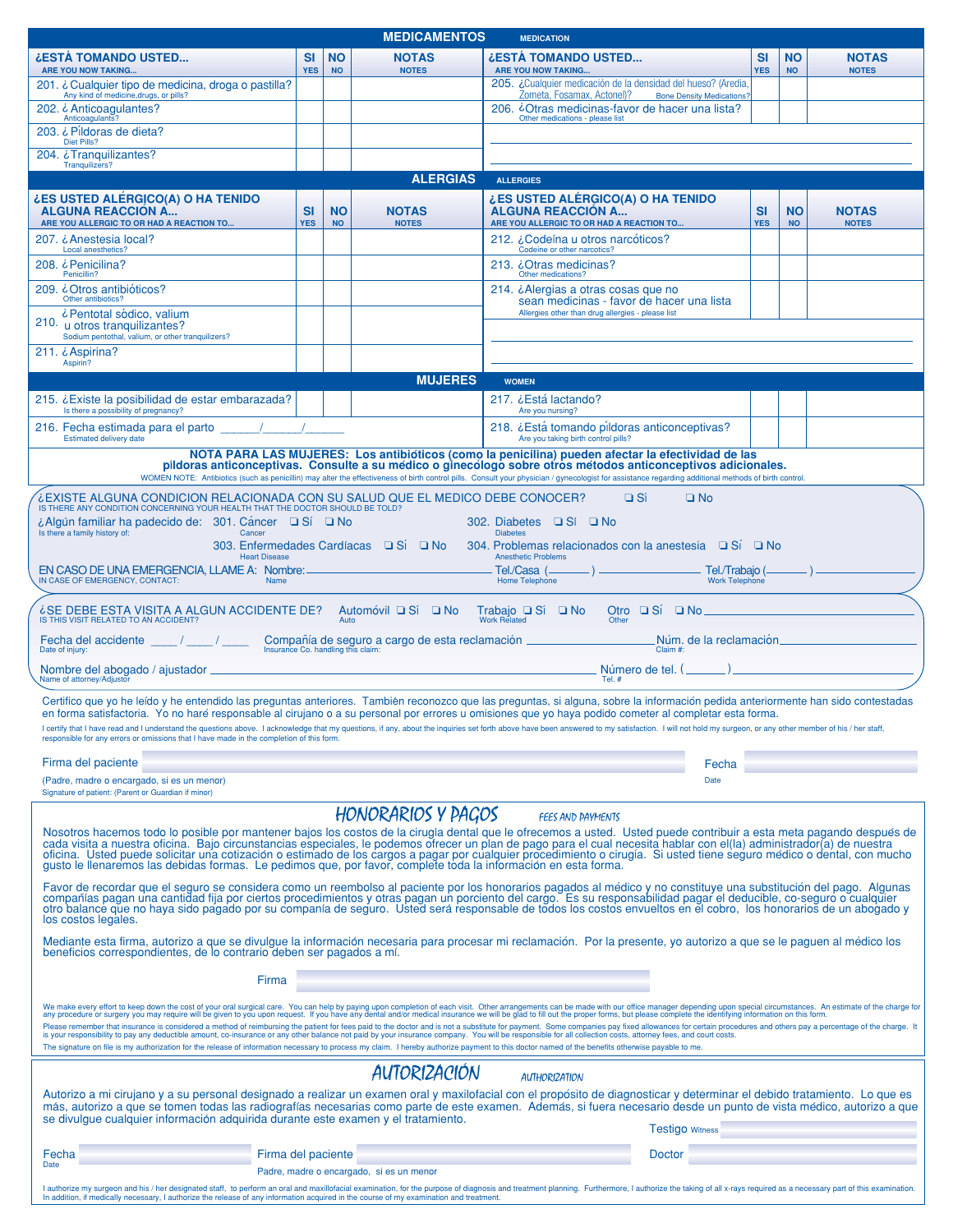## MEDICAMENTOS MEDICATION

| ¿ESTÁ TOMANDO USTED... ARE YOU NOW TAKING... | SI YES | NO NO | NOTAS NOTES | ¿ESTÁ TOMANDO USTED... ARE YOU NOW TAKING... | SI YES | NO NO | NOTAS NOTES |
|---|---|---|---|---|---|---|---|
| 201. ¿Cualquier tipo de medicina, droga o pastilla? Any kind of medicine,drugs, or pills? | | | | 205. ¿Cualquier medicación de la densidad del hueso? (Aredia, Zometa, Fosamax, Actonel)? Bone Density Medications? | | | |
| 202. ¿Anticoagulantes? Anticoagulants? | | | | 206. ¿Otras medicinas-favor de hacer una lista? Other medications - please list | | | |
| 203. ¿Píldoras de dieta? Diet Pills? | | | | | | | |
| 204. ¿Tranquilizantes? Tranquilizers? | | | | | | | |

## ALERGIAS ALLERGIES

| ¿ES USTED ALÉRGICO(A) O HA TENIDO ALGUNA REACCIÓN A... ARE YOU ALLERGIC TO OR HAD A REACTION TO... | SI YES | NO NO | NOTAS NOTES | ¿ES USTED ALÉRGICO(A) O HA TENIDO ALGUNA REACCIÓN A... ARE YOU ALLERGIC TO OR HAD A REACTION TO... | SI YES | NO NO | NOTAS NOTES |
|---|---|---|---|---|---|---|---|
| 207. ¿Anestesia local? Local anesthetics? | | | | 212. ¿Codeína u otros narcóticos? Codeine or other narcotics? | | | |
| 208. ¿Penicilina? Penicillin? | | | | 213. ¿Otras medicinas? Other medications? | | | |
| 209. ¿Otros antibióticos? Other antibiotics? | | | | 214. ¿Alergias a otras cosas que no sean medicinas - favor de hacer una lista Allergies other than drug allergies - please list | | | |
| 210. ¿Pentotal sódico, valium u otros tranquilizantes? Sodium pentothal, valium, or other tranquilizers? | | | | | | | |
| 211. ¿Aspirina? Aspirin? | | | | | | | |

## MUJERES WOMEN

| | | | | | | | |
|---|---|---|---|---|---|---|---|
| 215. ¿Existe la posibilidad de estar embarazada? Is there a possibility of pregnancy? | | | | 217. ¿Está lactando? Are you nursing? | | | |
| 216. Fecha estimada para el parto ______/______/______ Estimated delivery date | | | | 218. ¿Está tomando píldoras anticonceptivas? Are you taking birth control pills? | | | |

**NOTA PARA LAS MUJERES: Los antibióticos (como la penicilina) pueden afectar la efectividad de las píldoras anticonceptivas. Consulte a su médico o ginecólogo sobre otros métodos anticonceptivos adicionales.**

WOMEN NOTE: Antibiotics (such as penicillin) may alter the effectiveness of birth control pills. Consult your physician / gynecologist for assistance regarding additional methods of birth control.

¿EXISTE ALGUNA CONDICION RELACIONADA CON SU SALUD QUE EL MEDICO DEBE CONOCER? ❑ Sí ❑ No
IS THERE ANY CONDITION CONCERNING YOUR HEALTH THAT THE DOCTOR SHOULD BE TOLD?

¿Algún familiar ha padecido de: (Is there a family history of:)
- 301. Cáncer (Cancer) ❑ Sí ❑ No
- 302. Diabetes (Diabetes) ❑ Sí ❑ No
- 303. Enfermedades Cardíacas (Heart Disease) ❑ Sí ❑ No
- 304. Problemas relacionados con la anestesia (Anesthetic Problems) ❑ Sí ❑ No

EN CASO DE UNA EMERGENCIA, LLAME A: Nombre: ______________ Tel./Casa (______) ______________ Tel./Trabajo (______) ______________
IN CASE OF EMERGENCY, CONTACT: Name / Home Telephone / Work Telephone

¿SE DEBE ESTA VISITA A ALGUN ACCIDENTE DE? Automóvil ❑ Sí ❑ No Trabajo ❑ Sí ❑ No Otro ❑ Sí ❑ No ______________
IS THIS VISIT RELATED TO AN ACCIDENT? Auto / Work Related / Other

Fecha del accidente ____ / ____ / ____ Compañía de seguro a cargo de esta reclamación ______________ Núm. de la reclamación ______________
Date of injury: / Insurance Co. handling this claim: / Claim #:

Nombre del abogado / ajustador ______________ Número de tel. (______) ______________
Name of attorney/Adjustor / Tel. #

Certifico que yo he leído y he entendido las preguntas anteriores. También reconozco que las preguntas, si alguna, sobre la información pedida anteriormente han sido contestadas en forma satisfactoria. Yo no haré responsable al cirujano o a su personal por errores u omisiones que yo haya podido cometer al completar esta forma.

I certify that I have read and I understand the questions above. I acknowledge that my questions, if any, about the inquiries set forth above have been answered to my satisfaction. I will not hold my surgeon, or any other member of his / her staff, responsible for any errors or omissions that I have made in the completion of this form.

Firma del paciente ______________ Fecha ______________
(Padre, madre o encargado, si es un menor) Date
Signature of patient: (Parent or Guardian if minor)

## HONORARIOS Y PAGOS FEES AND PAYMENTS

Nosotros hacemos todo lo posible por mantener bajos los costos de la cirugía dental que le ofrecemos a usted. Usted puede contribuir a esta meta pagando después de cada visita a nuestra oficina. Bajo circunstancias especiales, le podemos ofrecer un plan de pago para el cual necesita hablar con el(la) administrador(a) de nuestra oficina. Usted puede solicitar una cotización o estimado de los cargos a pagar por cualquier procedimiento o cirugía. Si usted tiene seguro médico o dental, con mucho gusto le llenaremos las debidas formas. Le pedimos que, por favor, complete toda la información en esta forma.

Favor de recordar que el seguro se considera como un reembolso al paciente por los honorarios pagados al médico y no constituye una substitución del pago. Algunas compañías pagan una cantidad fija por ciertos procedimientos y otras pagan un porciento del cargo. Es su responsabilidad pagar el deducible, co-seguro o cualquier otro balance que no haya sido pagado por su compañía de seguro. Usted será responsable de todos los costos envueltos en el cobro, los honorarios de un abogado y los costos legales.

Mediante esta firma, autorizo a que se divulgue la información necesaria para procesar mi reclamación. Por la presente, yo autorizo a que se le paguen al médico los beneficios correspondientes, de lo contrario deben ser pagados a mí.

Firma ______________

We make every effort to keep down the cost of your oral surgical care. You can help by paying upon completion of each visit. Other arrangements can be made with our office manager depending upon special circumstances. An estimate of the charge for any procedure or surgery you may require will be given to you upon request. If you have any dental and/or medical insurance we will be glad to fill out the proper forms, but please complete the identifying information on this form.

Please remember that insurance is considered a method of reimbursing the patient for fees paid to the doctor and is not a substitute for payment. Some companies pay fixed allowances for certain procedures and others pay a percentage of the charge. It is your responsibility to pay any deductible amount, co-insurance or any other balance not paid by your insurance company. You will be responsible for all collection costs, attorney fees, and court costs.

The signature on file is my authorization for the release of information necessary to process my claim. I hereby authorize payment to this doctor named of the benefits otherwise payable to me.

## AUTORIZACIÓN AUTHORIZATION

Autorizo a mi cirujano y a su personal designado a realizar un examen oral y maxilofacial con el propósito de diagnosticar y determinar el debido tratamiento. Lo que es más, autorizo a que se tomen todas las radiografías necesarias como parte de este examen. Además, si fuera necesario desde un punto de vista médico, autorizo a que se divulgue cualquier información adquirida durante este examen y el tratamiento.

Testigo Witness ______________

Fecha ______________ Firma del paciente ______________ Doctor ______________
Date / Padre, madre o encargado, si es un menor

I authorize my surgeon and his / her designated staff, to perform an oral and maxillofacial examination, for the purpose of diagnosis and treatment planning. Furthermore, I authorize the taking of all x-rays required as a necessary part of this examination. In addition, if medically necessary, I authorize the release of any information acquired in the course of my examination and treatment.